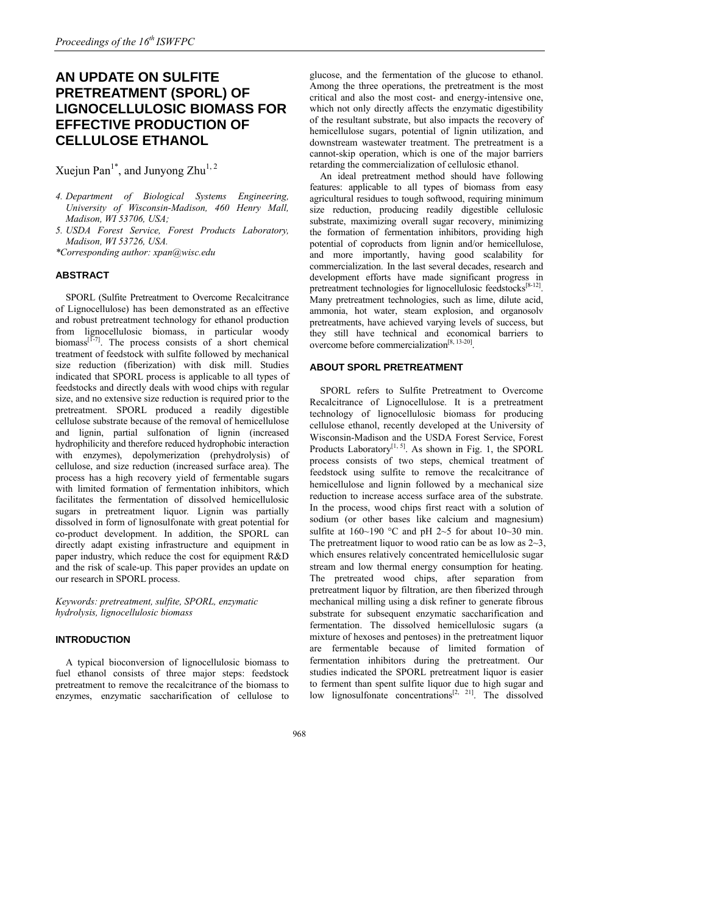# AN UPDATE ON SULFITE PRETREATMENT (SPORL) OF LIGNOCELLULOSIC BIOMASS FOR EFFECTIVE PRODUCTION OF CELLULOSE ETHANOL

Xuejun Pan[1*], and Junyong Zhu[1, 2]

4. *Department of Biological Systems Engineering, University of Wisconsin-Madison, 460 Henry Mall, Madison, WI 53706, USA;*
5. *USDA Forest Service, Forest Products Laboratory, Madison, WI 53726, USA.*

*\*Corresponding author: xpan@wisc.edu*

## ABSTRACT

SPORL (Sulfite Pretreatment to Overcome Recalcitrance of Lignocellulose) has been demonstrated as an effective and robust pretreatment technology for ethanol production from lignocellulosic biomass, in particular woody biomass[1-7]. The process consists of a short chemical treatment of feedstock with sulfite followed by mechanical size reduction (fiberization) with disk mill. Studies indicated that SPORL process is applicable to all types of feedstocks and directly deals with wood chips with regular size, and no extensive size reduction is required prior to the pretreatment. SPORL produced a readily digestible cellulose substrate because of the removal of hemicellulose and lignin, partial sulfonation of lignin (increased hydrophilicity and therefore reduced hydrophobic interaction with enzymes), depolymerization (prehydrolysis) of cellulose, and size reduction (increased surface area). The process has a high recovery yield of fermentable sugars with limited formation of fermentation inhibitors, which facilitates the fermentation of dissolved hemicellulosic sugars in pretreatment liquor. Lignin was partially dissolved in form of lignosulfonate with great potential for co-product development. In addition, the SPORL can directly adapt existing infrastructure and equipment in paper industry, which reduce the cost for equipment R&D and the risk of scale-up. This paper provides an update on our research in SPORL process.

*Keywords: pretreatment, sulfite, SPORL, enzymatic hydrolysis, lignocellulosic biomass*

## INTRODUCTION

A typical bioconversion of lignocellulosic biomass to fuel ethanol consists of three major steps: feedstock pretreatment to remove the recalcitrance of the biomass to enzymes, enzymatic saccharification of cellulose to glucose, and the fermentation of the glucose to ethanol. Among the three operations, the pretreatment is the most critical and also the most cost- and energy-intensive one, which not only directly affects the enzymatic digestibility of the resultant substrate, but also impacts the recovery of hemicellulose sugars, potential of lignin utilization, and downstream wastewater treatment. The pretreatment is a cannot-skip operation, which is one of the major barriers retarding the commercialization of cellulosic ethanol.

An ideal pretreatment method should have following features: applicable to all types of biomass from easy agricultural residues to tough softwood, requiring minimum size reduction, producing readily digestible cellulosic substrate, maximizing overall sugar recovery, minimizing the formation of fermentation inhibitors, providing high potential of coproducts from lignin and/or hemicellulose, and more importantly, having good scalability for commercialization. In the last several decades, research and development efforts have made significant progress in pretreatment technologies for lignocellulosic feedstocks[8-12]. Many pretreatment technologies, such as lime, dilute acid, ammonia, hot water, steam explosion, and organosolv pretreatments, have achieved varying levels of success, but they still have technical and economical barriers to overcome before commercialization[8, 13-20].

## ABOUT SPORL PRETREATMENT

SPORL refers to Sulfite Pretreatment to Overcome Recalcitrance of Lignocellulose. It is a pretreatment technology of lignocellulosic biomass for producing cellulose ethanol, recently developed at the University of Wisconsin-Madison and the USDA Forest Service, Forest Products Laboratory[1, 5]. As shown in Fig. 1, the SPORL process consists of two steps, chemical treatment of feedstock using sulfite to remove the recalcitrance of hemicellulose and lignin followed by a mechanical size reduction to increase access surface area of the substrate. In the process, wood chips first react with a solution of sodium (or other bases like calcium and magnesium) sulfite at 160~190 °C and pH 2~5 for about 10~30 min. The pretreatment liquor to wood ratio can be as low as 2~3, which ensures relatively concentrated hemicellulosic sugar stream and low thermal energy consumption for heating. The pretreated wood chips, after separation from pretreatment liquor by filtration, are then fiberized through mechanical milling using a disk refiner to generate fibrous substrate for subsequent enzymatic saccharification and fermentation. The dissolved hemicellulosic sugars (a mixture of hexoses and pentoses) in the pretreatment liquor are fermentable because of limited formation of fermentation inhibitors during the pretreatment. Our studies indicated the SPORL pretreatment liquor is easier to ferment than spent sulfite liquor due to high sugar and low lignosulfonate concentrations[2, 21]. The dissolved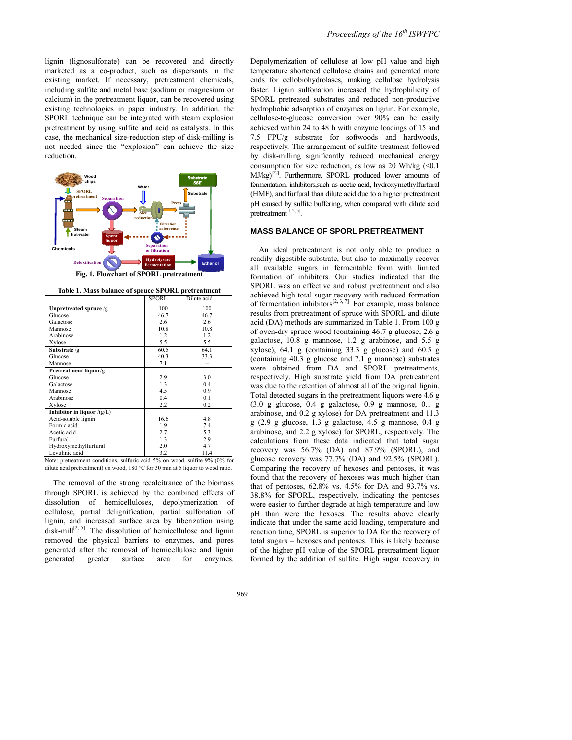lignin (lignosulfonate) can be recovered and directly marketed as a co-product, such as dispersants in the existing market. If necessary, pretreatment chemicals, including sulfite and metal base (sodium or magnesium or calcium) in the pretreatment liquor, can be recovered using existing technologies in paper industry. In addition, the SPORL technique can be integrated with steam explosion pretreatment by using sulfite and acid as catalysts. In this case, the mechanical size-reduction step of disk-milling is not needed since the "explosion" can achieve the size reduction.

Fig. 1. Flowchart of SPORL pretreatment

Table 1. Mass balance of spruce SPORL pretreatment

| | SPORL | Dilute acid |
|---|---|---|
| **Unpretreated spruce** /g | 100 | 100 |
| Glucose | 46.7 | 46.7 |
| Galactose | 2.6 | 2.6 |
| Mannose | 10.8 | 10.8 |
| Arabinose | 1.2 | 1.2 |
| Xylose | 5.5 | 5.5 |
| **Substrate** /g | 60.5 | 64.1 |
| Glucose | 40.3 | 33.3 |
| Mannose | 7.1 | -- |
| **Pretreatment liquor**/g | | |
| Glucose | 2.9 | 3.0 |
| Galactose | 1.3 | 0.4 |
| Mannose | 4.5 | 0.9 |
| Arabinose | 0.4 | 0.1 |
| Xylose | 2.2 | 0.2 |
| **Inhibitor in liquor** /(g/L) | | |
| Acid-soluble lignin | 16.6 | 4.8 |
| Formic acid | 1.9 | 7.4 |
| Acetic acid | 2.7 | 5.3 |
| Furfural | 1.3 | 2.9 |
| Hydroxymethylfurfural | 2.0 | 4.7 |
| Levulinic acid | 3.2 | 11.4 |

Note: pretreatment conditions, sulfuric acid 5% on wood, sulfite 9% (0% for dilute acid pretreatment) on wood, 180 °C for 30 min at 5 liquor to wood ratio.

The removal of the strong recalcitrance of the biomass through SPORL is achieved by the combined effects of dissolution of hemicelluloses, depolymerization of cellulose, partial delignification, partial sulfonation of lignin, and increased surface area by fiberization using disk-mill[2, 5]. The dissolution of hemicellulose and lignin removed the physical barriers to enzymes, and pores generated after the removal of hemicellulose and lignin generated greater surface area for enzymes. Depolymerization of cellulose at low pH value and high temperature shortened cellulose chains and generated more ends for cellobiohydrolases, making cellulose hydrolysis faster. Lignin sulfonation increased the hydrophilicity of SPORL pretreated substrates and reduced non-productive hydrophobic adsorption of enzymes on lignin. For example, cellulose-to-glucose conversion over 90% can be easily achieved within 24 to 48 h with enzyme loadings of 15 and 7.5 FPU/g substrate for softwoods and hardwoods, respectively. The arrangement of sulfite treatment followed by disk-milling significantly reduced mechanical energy consumption for size reduction, as low as 20 Wh/kg (<0.1 MJ/kg)[22]. Furthermore, SPORL produced lower amounts of fermentation. inhibitors,such as acetic acid, hydroxymethylfurfural (HMF), and furfural than dilute acid due to a higher pretreatment pH caused by sulfite buffering, when compared with dilute acid pretreatment[1, 2, 5].

## MASS BALANCE OF SPORL PRETREATMENT

An ideal pretreatment is not only able to produce a readily digestible substrate, but also to maximally recover all available sugars in fermentable form with limited formation of inhibitors. Our studies indicated that the SPORL was an effective and robust pretreatment and also achieved high total sugar recovery with reduced formation of fermentation inhibitors[2, 3, 7]. For example, mass balance results from pretreatment of spruce with SPORL and dilute acid (DA) methods are summarized in Table 1. From 100 g of oven-dry spruce wood (containing 46.7 g glucose, 2.6 g galactose, 10.8 g mannose, 1.2 g arabinose, and 5.5 g xylose), 64.1 g (containing 33.3 g glucose) and 60.5 g (containing 40.3 g glucose and 7.1 g mannose) substrates were obtained from DA and SPORL pretreatments, respectively. High substrate yield from DA pretreatment was due to the retention of almost all of the original lignin. Total detected sugars in the pretreatment liquors were 4.6 g (3.0 g glucose, 0.4 g galactose, 0.9 g mannose, 0.1 g arabinose, and 0.2 g xylose) for DA pretreatment and 11.3 g (2.9 g glucose, 1.3 g galactose, 4.5 g mannose, 0.4 g arabinose, and 2.2 g xylose) for SPORL, respectively. The calculations from these data indicated that total sugar recovery was 56.7% (DA) and 87.9% (SPORL), and glucose recovery was 77.7% (DA) and 92.5% (SPORL). Comparing the recovery of hexoses and pentoses, it was found that the recovery of hexoses was much higher than that of pentoses, 62.8% vs. 4.5% for DA and 93.7% vs. 38.8% for SPORL, respectively, indicating the pentoses were easier to further degrade at high temperature and low pH than were the hexoses. The results above clearly indicate that under the same acid loading, temperature and reaction time, SPORL is superior to DA for the recovery of total sugars – hexoses and pentoses. This is likely because of the higher pH value of the SPORL pretreatment liquor formed by the addition of sulfite. High sugar recovery in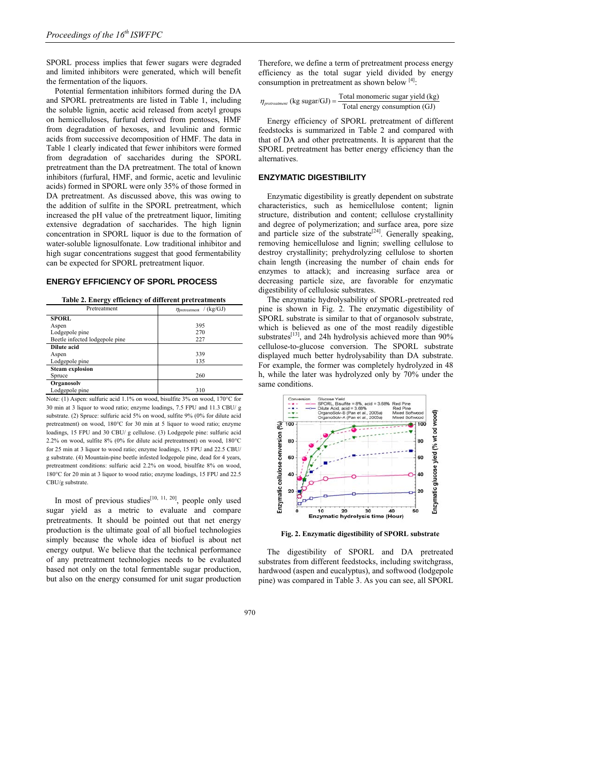SPORL process implies that fewer sugars were degraded and limited inhibitors were generated, which will benefit the fermentation of the liquors.

Potential fermentation inhibitors formed during the DA and SPORL pretreatments are listed in Table 1, including the soluble lignin, acetic acid released from acetyl groups on hemicelluloses, furfural derived from pentoses, HMF from degradation of hexoses, and levulinic and formic acids from successive decomposition of HMF. The data in Table 1 clearly indicated that fewer inhibitors were formed from degradation of saccharides during the SPORL pretreatment than the DA pretreatment. The total of known inhibitors (furfural, HMF, and formic, acetic and levulinic acids) formed in SPORL were only 35% of those formed in DA pretreatment. As discussed above, this was owing to the addition of sulfite in the SPORL pretreatment, which increased the pH value of the pretreatment liquor, limiting extensive degradation of saccharides. The high lignin concentration in SPORL liquor is due to the formation of water-soluble lignosulfonate. Low traditional inhibitor and high sugar concentrations suggest that good fermentability can be expected for SPORL pretreatment liquor.

## ENERGY EFFICIENCY OF SPORL PROCESS

**Table 2. Energy efficiency of different pretreatments**

| Pretreatment | $\eta_{pretreatment}$ / (kg/GJ) |
|---|---|
| **SPORL** | |
| Aspen | 395 |
| Lodgepole pine | 270 |
| Beetle infected lodgepole pine | 227 |
| **Dilute acid** | |
| Aspen | 339 |
| Lodgepole pine | 135 |
| **Steam explosion** | |
| Spruce | 260 |
| **Organosolv** | |
| Lodgepole pine | 310 |

Note: (1) Aspen: sulfuric acid 1.1% on wood, bisulfite 3% on wood, 170°C for 30 min at 3 liquor to wood ratio; enzyme loadings, 7.5 FPU and 11.3 CBU/ g substrate. (2) Spruce: sulfuric acid 5% on wood, sulfite 9% (0% for dilute acid pretreatment) on wood, 180°C for 30 min at 5 liquor to wood ratio; enzyme loadings, 15 FPU and 30 CBU/ g cellulose. (3) Lodgepole pine: sulfuric acid 2.2% on wood, sulfite 8% (0% for dilute acid pretreatment) on wood, 180°C for 25 min at 3 liquor to wood ratio; enzyme loadings, 15 FPU and 22.5 CBU/ g substrate. (4) Mountain-pine beetle infested lodgepole pine, dead for 4 years, pretreatment conditions: sulfuric acid 2.2% on wood, bisulfite 8% on wood, 180°C for 20 min at 3 liquor to wood ratio; enzyme loadings, 15 FPU and 22.5 CBU/g substrate.

In most of previous studies[10, 11, 20], people only used sugar yield as a metric to evaluate and compare pretreatments. It should be pointed out that net energy production is the ultimate goal of all biofuel technologies simply because the whole idea of biofuel is about net energy output. We believe that the technical performance of any pretreatment technologies needs to be evaluated based not only on the total fermentable sugar production, but also on the energy consumed for unit sugar production

Therefore, we define a term of pretreatment process energy efficiency as the total sugar yield divided by energy consumption in pretreatment as shown below [4]:

$$\eta_{pretreatment}\ (\text{kg sugar/GJ}) = \frac{\text{Total monomeric sugar yield (kg)}}{\text{Total energy consumption (GJ)}}$$

Energy efficiency of SPORL pretreatment of different feedstocks is summarized in Table 2 and compared with that of DA and other pretreatments. It is apparent that the SPORL pretreatment has better energy efficiency than the alternatives.

## ENZYMATIC DIGESTIBILITY

Enzymatic digestibility is greatly dependent on substrate characteristics, such as hemicellulose content; lignin structure, distribution and content; cellulose crystallinity and degree of polymerization; and surface area, pore size and particle size of the substrate[24]. Generally speaking, removing hemicellulose and lignin; swelling cellulose to destroy crystallinity; prehydrolyzing cellulose to shorten chain length (increasing the number of chain ends for enzymes to attack); and increasing surface area or decreasing particle size, are favorable for enzymatic digestibility of cellulosic substrates.

The enzymatic hydrolysability of SPORL-pretreated red pine is shown in Fig. 2. The enzymatic digestibility of SPORL substrate is similar to that of organosolv substrate, which is believed as one of the most readily digestible substrates[13], and 24h hydrolysis achieved more than 90% cellulose-to-glucose conversion. The SPORL substrate displayed much better hydrolysability than DA substrate. For example, the former was completely hydrolyzed in 48 h, while the later was hydrolyzed only by 70% under the same conditions.

**Fig. 2. Enzymatic digestibility of SPORL substrate**

The digestibility of SPORL and DA pretreated substrates from different feedstocks, including switchgrass, hardwood (aspen and eucalyptus), and softwood (lodgepole pine) was compared in Table 3. As you can see, all SPORL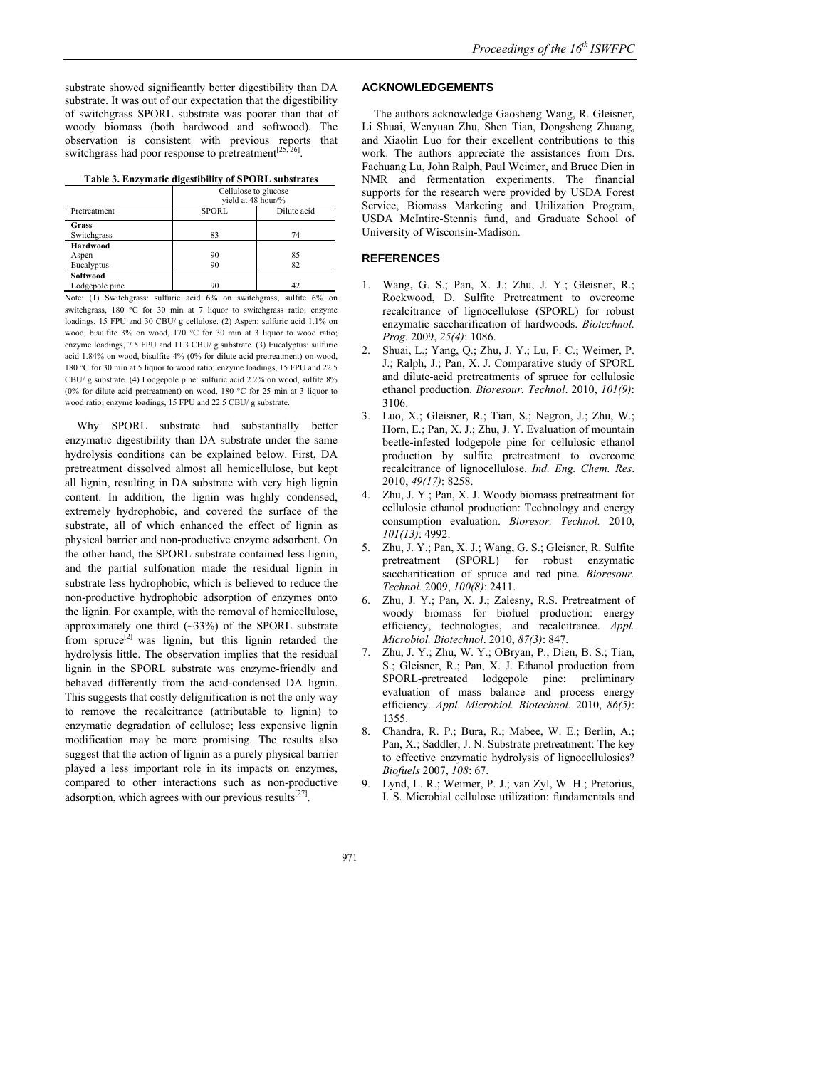substrate showed significantly better digestibility than DA substrate. It was out of our expectation that the digestibility of switchgrass SPORL substrate was poorer than that of woody biomass (both hardwood and softwood). The observation is consistent with previous reports that switchgrass had poor response to pretreatment[25, 26].

**Table 3. Enzymatic digestibility of SPORL substrates**

| Pretreatment | Cellulose to glucose yield at 48 hour/% | |
|---|---|---|
| | SPORL | Dilute acid |
| **Grass** | | |
| Switchgrass | 83 | 74 |
| **Hardwood** | | |
| Aspen | 90 | 85 |
| Eucalyptus | 90 | 82 |
| **Softwood** | | |
| Lodgepole pine | 90 | 42 |

Note: (1) Switchgrass: sulfuric acid 6% on switchgrass, sulfite 6% on switchgrass, 180 °C for 30 min at 7 liquor to switchgrass ratio; enzyme loadings, 15 FPU and 30 CBU/ g cellulose. (2) Aspen: sulfuric acid 1.1% on wood, bisulfite 3% on wood, 170 °C for 30 min at 3 liquor to wood ratio; enzyme loadings, 7.5 FPU and 11.3 CBU/ g substrate. (3) Eucalyptus: sulfuric acid 1.84% on wood, bisulfite 4% (0% for dilute acid pretreatment) on wood, 180 °C for 30 min at 5 liquor to wood ratio; enzyme loadings, 15 FPU and 22.5 CBU/ g substrate. (4) Lodgepole pine: sulfuric acid 2.2% on wood, sulfite 8% (0% for dilute acid pretreatment) on wood, 180 °C for 25 min at 3 liquor to wood ratio; enzyme loadings, 15 FPU and 22.5 CBU/ g substrate.

Why SPORL substrate had substantially better enzymatic digestibility than DA substrate under the same hydrolysis conditions can be explained below. First, DA pretreatment dissolved almost all hemicellulose, but kept all lignin, resulting in DA substrate with very high lignin content. In addition, the lignin was highly condensed, extremely hydrophobic, and covered the surface of the substrate, all of which enhanced the effect of lignin as physical barrier and non-productive enzyme adsorbent. On the other hand, the SPORL substrate contained less lignin, and the partial sulfonation made the residual lignin in substrate less hydrophobic, which is believed to reduce the non-productive hydrophobic adsorption of enzymes onto the lignin. For example, with the removal of hemicellulose, approximately one third (~33%) of the SPORL substrate from spruce[2] was lignin, but this lignin retarded the hydrolysis little. The observation implies that the residual lignin in the SPORL substrate was enzyme-friendly and behaved differently from the acid-condensed DA lignin. This suggests that costly delignification is not the only way to remove the recalcitrance (attributable to lignin) to enzymatic degradation of cellulose; less expensive lignin modification may be more promising. The results also suggest that the action of lignin as a purely physical barrier played a less important role in its impacts on enzymes, compared to other interactions such as non-productive adsorption, which agrees with our previous results[27].

## ACKNOWLEDGEMENTS

The authors acknowledge Gaosheng Wang, R. Gleisner, Li Shuai, Wenyuan Zhu, Shen Tian, Dongsheng Zhuang, and Xiaolin Luo for their excellent contributions to this work. The authors appreciate the assistances from Drs. Fachuang Lu, John Ralph, Paul Weimer, and Bruce Dien in NMR and fermentation experiments. The financial supports for the research were provided by USDA Forest Service, Biomass Marketing and Utilization Program, USDA McIntire-Stennis fund, and Graduate School of University of Wisconsin-Madison.

## REFERENCES

1. Wang, G. S.; Pan, X. J.; Zhu, J. Y.; Gleisner, R.; Rockwood, D. Sulfite Pretreatment to overcome recalcitrance of lignocellulose (SPORL) for robust enzymatic saccharification of hardwoods. *Biotechnol. Prog.* 2009, *25(4)*: 1086.
2. Shuai, L.; Yang, Q.; Zhu, J. Y.; Lu, F. C.; Weimer, P. J.; Ralph, J.; Pan, X. J. Comparative study of SPORL and dilute-acid pretreatments of spruce for cellulosic ethanol production. *Bioresour. Technol*. 2010, *101(9)*: 3106.
3. Luo, X.; Gleisner, R.; Tian, S.; Negron, J.; Zhu, W.; Horn, E.; Pan, X. J.; Zhu, J. Y. Evaluation of mountain beetle-infested lodgepole pine for cellulosic ethanol production by sulfite pretreatment to overcome recalcitrance of lignocellulose. *Ind. Eng. Chem. Res*. 2010, *49(17)*: 8258.
4. Zhu, J. Y.; Pan, X. J. Woody biomass pretreatment for cellulosic ethanol production: Technology and energy consumption evaluation. *Bioresor. Technol.* 2010, *101(13)*: 4992.
5. Zhu, J. Y.; Pan, X. J.; Wang, G. S.; Gleisner, R. Sulfite pretreatment (SPORL) for robust enzymatic saccharification of spruce and red pine. *Bioresour. Technol.* 2009, *100(8)*: 2411.
6. Zhu, J. Y.; Pan, X. J.; Zalesny, R.S. Pretreatment of woody biomass for biofuel production: energy efficiency, technologies, and recalcitrance. *Appl. Microbiol. Biotechnol*. 2010, *87(3)*: 847.
7. Zhu, J. Y.; Zhu, W. Y.; OBryan, P.; Dien, B. S.; Tian, S.; Gleisner, R.; Pan, X. J. Ethanol production from SPORL-pretreated lodgepole pine: preliminary evaluation of mass balance and process energy efficiency. *Appl. Microbiol. Biotechnol*. 2010, *86(5)*: 1355.
8. Chandra, R. P.; Bura, R.; Mabee, W. E.; Berlin, A.; Pan, X.; Saddler, J. N. Substrate pretreatment: The key to effective enzymatic hydrolysis of lignocellulosics? *Biofuels* 2007, *108*: 67.
9. Lynd, L. R.; Weimer, P. J.; van Zyl, W. H.; Pretorius, I. S. Microbial cellulose utilization: fundamentals and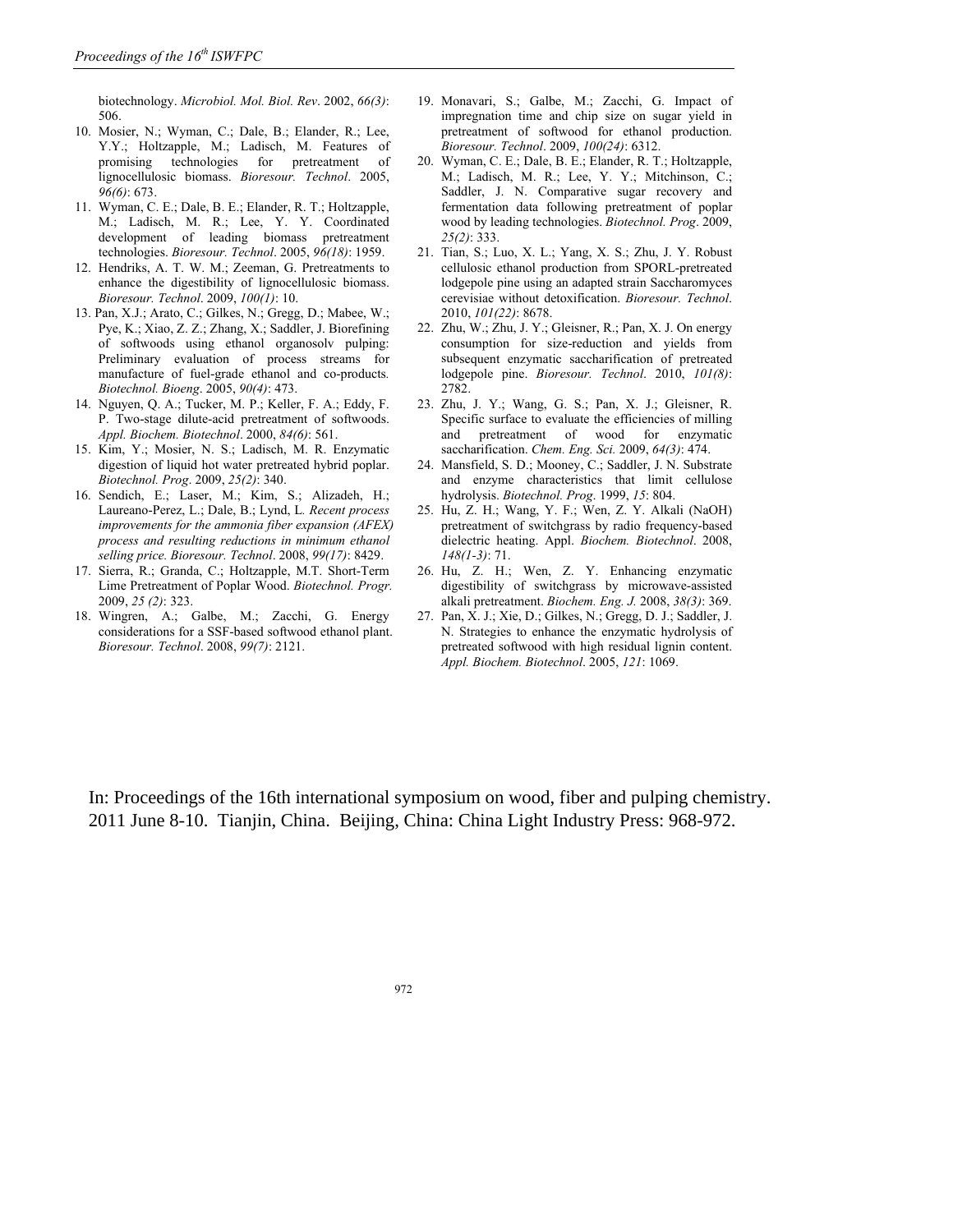biotechnology. *Microbiol. Mol. Biol. Rev*. 2002, *66(3)*: 506.

10. Mosier, N.; Wyman, C.; Dale, B.; Elander, R.; Lee, Y.Y.; Holtzapple, M.; Ladisch, M. Features of promising technologies for pretreatment of lignocellulosic biomass. *Bioresour. Technol*. 2005, *96(6)*: 673.
11. Wyman, C. E.; Dale, B. E.; Elander, R. T.; Holtzapple, M.; Ladisch, M. R.; Lee, Y. Y. Coordinated development of leading biomass pretreatment technologies. *Bioresour. Technol*. 2005, *96(18)*: 1959.
12. Hendriks, A. T. W. M.; Zeeman, G. Pretreatments to enhance the digestibility of lignocellulosic biomass. *Bioresour. Technol*. 2009, *100(1)*: 10.
13. Pan, X.J.; Arato, C.; Gilkes, N.; Gregg, D.; Mabee, W.; Pye, K.; Xiao, Z. Z.; Zhang, X.; Saddler, J. Biorefining of softwoods using ethanol organosolv pulping: Preliminary evaluation of process streams for manufacture of fuel-grade ethanol and co-products. *Biotechnol. Bioeng*. 2005, *90(4)*: 473.
14. Nguyen, Q. A.; Tucker, M. P.; Keller, F. A.; Eddy, F. P. Two-stage dilute-acid pretreatment of softwoods. *Appl. Biochem. Biotechnol*. 2000, *84(6)*: 561.
15. Kim, Y.; Mosier, N. S.; Ladisch, M. R. Enzymatic digestion of liquid hot water pretreated hybrid poplar. *Biotechnol. Prog*. 2009, *25(2)*: 340.
16. Sendich, E.; Laser, M.; Kim, S.; Alizadeh, H.; Laureano-Perez, L.; Dale, B.; Lynd, L. *Recent process improvements for the ammonia fiber expansion (AFEX) process and resulting reductions in minimum ethanol selling price. Bioresour. Technol*. 2008, *99(17)*: 8429.
17. Sierra, R.; Granda, C.; Holtzapple, M.T. Short-Term Lime Pretreatment of Poplar Wood. *Biotechnol. Progr.* 2009, *25 (2)*: 323.
18. Wingren, A.; Galbe, M.; Zacchi, G. Energy considerations for a SSF-based softwood ethanol plant. *Bioresour. Technol*. 2008, *99(7)*: 2121.
19. Monavari, S.; Galbe, M.; Zacchi, G. Impact of impregnation time and chip size on sugar yield in pretreatment of softwood for ethanol production. *Bioresour. Technol*. 2009, *100(24)*: 6312.
20. Wyman, C. E.; Dale, B. E.; Elander, R. T.; Holtzapple, M.; Ladisch, M. R.; Lee, Y. Y.; Mitchinson, C.; Saddler, J. N. Comparative sugar recovery and fermentation data following pretreatment of poplar wood by leading technologies. *Biotechnol. Prog*. 2009, *25(2)*: 333.
21. Tian, S.; Luo, X. L.; Yang, X. S.; Zhu, J. Y. Robust cellulosic ethanol production from SPORL-pretreated lodgepole pine using an adapted strain Saccharomyces cerevisiae without detoxification. *Bioresour. Technol*. 2010, *101(22)*: 8678.
22. Zhu, W.; Zhu, J. Y.; Gleisner, R.; Pan, X. J. On energy consumption for size-reduction and yields from subsequent enzymatic saccharification of pretreated lodgepole pine. *Bioresour. Technol*. 2010, *101(8)*: 2782.
23. Zhu, J. Y.; Wang, G. S.; Pan, X. J.; Gleisner, R. Specific surface to evaluate the efficiencies of milling and pretreatment of wood for enzymatic saccharification. *Chem. Eng. Sci.* 2009, *64(3)*: 474.
24. Mansfield, S. D.; Mooney, C.; Saddler, J. N. Substrate and enzyme characteristics that limit cellulose hydrolysis. *Biotechnol. Prog*. 1999, *15*: 804.
25. Hu, Z. H.; Wang, Y. F.; Wen, Z. Y. Alkali (NaOH) pretreatment of switchgrass by radio frequency-based dielectric heating. Appl. *Biochem. Biotechnol*. 2008, *148(1-3)*: 71.
26. Hu, Z. H.; Wen, Z. Y. Enhancing enzymatic digestibility of switchgrass by microwave-assisted alkali pretreatment. *Biochem. Eng. J.* 2008, *38(3)*: 369.
27. Pan, X. J.; Xie, D.; Gilkes, N.; Gregg, D. J.; Saddler, J. N. Strategies to enhance the enzymatic hydrolysis of pretreated softwood with high residual lignin content. *Appl. Biochem. Biotechnol*. 2005, *121*: 1069.

In: Proceedings of the 16th international symposium on wood, fiber and pulping chemistry. 2011 June 8-10. Tianjin, China. Beijing, China: China Light Industry Press: 968-972.